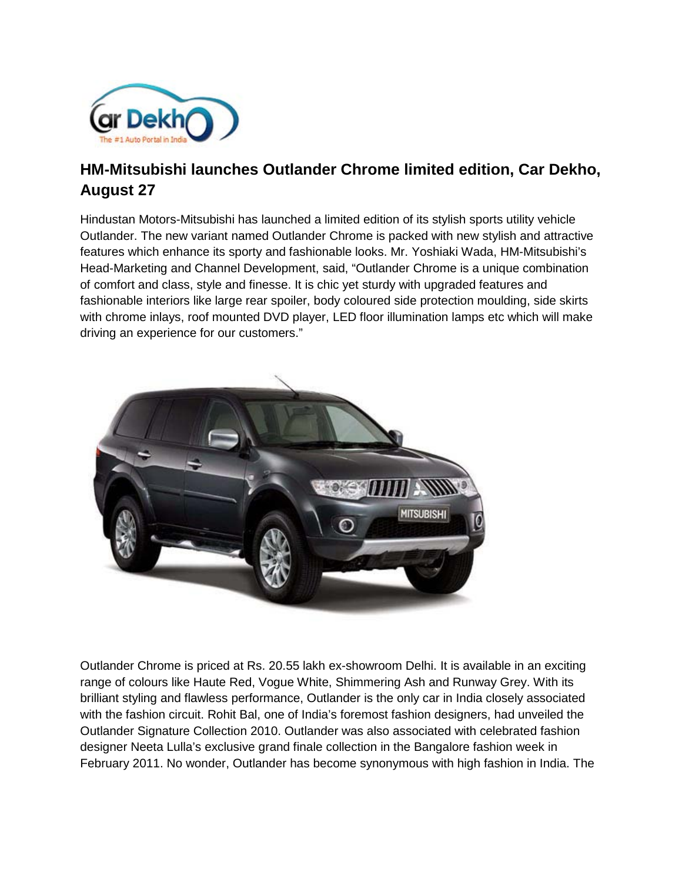## HM-Mitsubishi launches Outlander Chrome limited edition, Car Dekho, August 27

Hindustan Motors-Mitsubishi has launched a limited edition of its stylish sports utility vehicle Outlander. The new variant named Outlander Chrome is packed with new stylish and attractive features which enhance its sporty and fashionable looks. Mr. Yoshiaki Wada, HM-Mitsubishi's Head-Marketing and Channel Development, said, "Outlander Chrome is a unique combination of comfort and class, style and finesse. It is chic yet sturdy with upgraded features and fashionable interiors like large rear spoiler, body coloured side protection moulding, side skirts with chrome inlays, roof mounted DVD player, LED floor illumination lamps etc which will make driving an experience for our customers."

Outlander Chrome is priced at Rs. 20.55 lakh ex-showroom Delhi. It is available in an exciting range of colours like Haute Red, Vogue White, Shimmering Ash and Runway Grey. With its brilliant styling and flawless performance, Outlander is the only car in India closely associated with the fashion circuit. Rohit Bal, one of India's foremost fashion designers, had unveiled the Outlander Signature Collection 2010. Outlander was also associated with celebrated fashion designer Neeta Lulla's exclusive grand finale collection in the Bangalore fashion week in February 2011. No wonder, Outlander has become synonymous with high fashion in India. The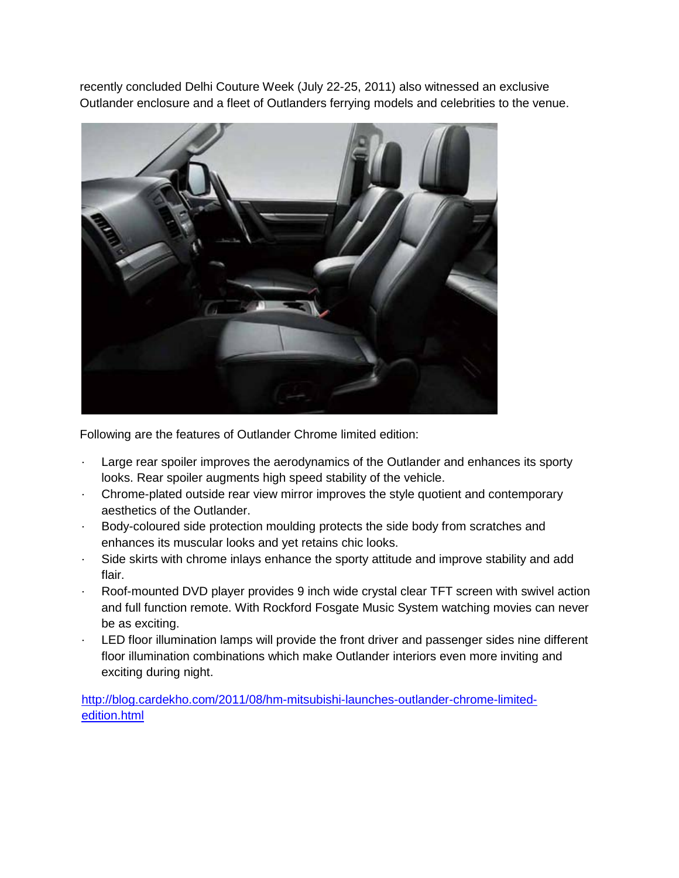recently concluded Delhi Couture Week (July 22-25, 2011) also witnessed an exclusive Outlander enclosure and a fleet of Outlanders ferrying models and celebrities to the venue.

Following are the features of Outlander Chrome limited edition:

- Large rear spoiler improves the aerodynamics of the Outlander and enhances its sporty looks. Rear spoiler augments high speed stability of the vehicle.
- Chrome-plated outside rear view mirror improves the style quotient and contemporary aesthetics of the Outlander.
- Body-coloured side protection moulding protects the side body from scratches and enhances its muscular looks and yet retains chic looks.
- Side skirts with chrome inlays enhance the sporty attitude and improve stability and add flair.
- Roof-mounted DVD player provides 9 inch wide crystal clear TFT screen with swivel action and full function remote. With Rockford Fosgate Music System watching movies can never be as exciting.
- LED floor illumination lamps will provide the front driver and passenger sides nine different floor illumination combinations which make Outlander interiors even more inviting and exciting during night.

http://blog.cardekho.com/2011/08/hm-mitsubishi-launches-outlander-chrome-limited-edition.html